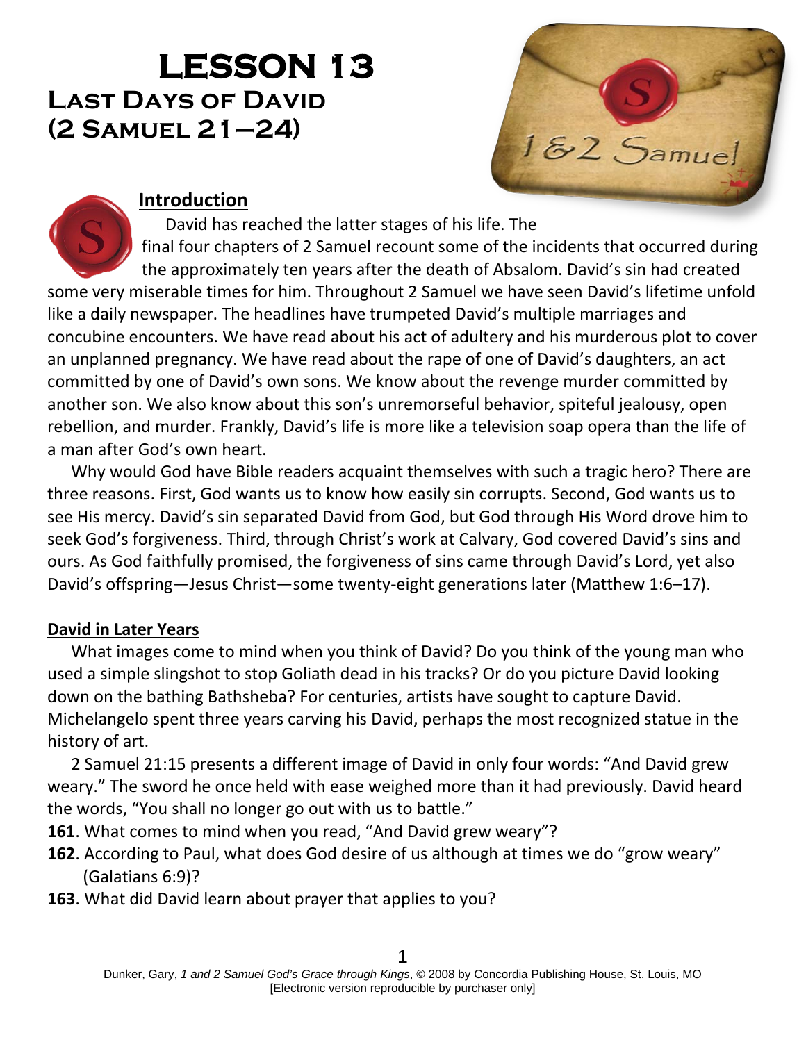# LESSON 13
## Last Days of David
## (2 Samuel 21–24)

### Introduction

David has reached the latter stages of his life. The final four chapters of 2 Samuel recount some of the incidents that occurred during the approximately ten years after the death of Absalom. David's sin had created some very miserable times for him. Throughout 2 Samuel we have seen David's lifetime unfold like a daily newspaper. The headlines have trumpeted David's multiple marriages and concubine encounters. We have read about his act of adultery and his murderous plot to cover an unplanned pregnancy. We have read about the rape of one of David's daughters, an act committed by one of David's own sons. We know about the revenge murder committed by another son. We also know about this son's unremorseful behavior, spiteful jealousy, open rebellion, and murder. Frankly, David's life is more like a television soap opera than the life of a man after God's own heart.

Why would God have Bible readers acquaint themselves with such a tragic hero? There are three reasons. First, God wants us to know how easily sin corrupts. Second, God wants us to see His mercy. David's sin separated David from God, but God through His Word drove him to seek God's forgiveness. Third, through Christ's work at Calvary, God covered David's sins and ours. As God faithfully promised, the forgiveness of sins came through David's Lord, yet also David's offspring—Jesus Christ—some twenty-eight generations later (Matthew 1:6–17).

### David in Later Years

What images come to mind when you think of David? Do you think of the young man who used a simple slingshot to stop Goliath dead in his tracks? Or do you picture David looking down on the bathing Bathsheba? For centuries, artists have sought to capture David. Michelangelo spent three years carving his David, perhaps the most recognized statue in the history of art.

2 Samuel 21:15 presents a different image of David in only four words: "And David grew weary." The sword he once held with ease weighed more than it had previously. David heard the words, "You shall no longer go out with us to battle."

**161**. What comes to mind when you read, "And David grew weary"?

**162**. According to Paul, what does God desire of us although at times we do "grow weary" (Galatians 6:9)?

**163**. What did David learn about prayer that applies to you?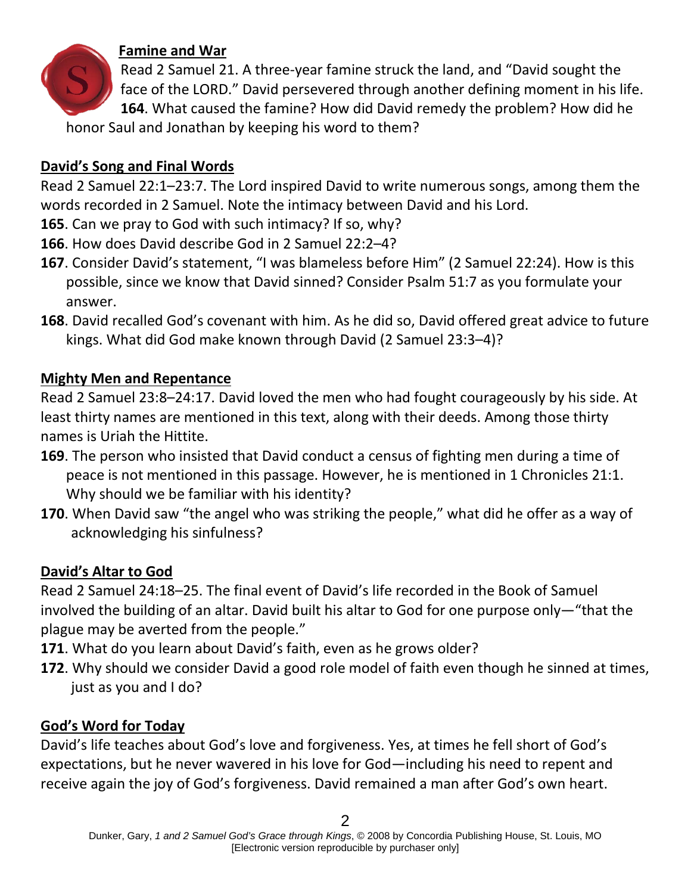## Famine and War

Read 2 Samuel 21. A three-year famine struck the land, and "David sought the face of the LORD." David persevered through another defining moment in his life.

**164**. What caused the famine? How did David remedy the problem? How did he honor Saul and Jonathan by keeping his word to them?

## David's Song and Final Words

Read 2 Samuel 22:1–23:7. The Lord inspired David to write numerous songs, among them the words recorded in 2 Samuel. Note the intimacy between David and his Lord.

**165**. Can we pray to God with such intimacy? If so, why?

**166**. How does David describe God in 2 Samuel 22:2–4?

**167**. Consider David's statement, "I was blameless before Him" (2 Samuel 22:24). How is this possible, since we know that David sinned? Consider Psalm 51:7 as you formulate your answer.

**168**. David recalled God's covenant with him. As he did so, David offered great advice to future kings. What did God make known through David (2 Samuel 23:3–4)?

## Mighty Men and Repentance

Read 2 Samuel 23:8–24:17. David loved the men who had fought courageously by his side. At least thirty names are mentioned in this text, along with their deeds. Among those thirty names is Uriah the Hittite.

**169**. The person who insisted that David conduct a census of fighting men during a time of peace is not mentioned in this passage. However, he is mentioned in 1 Chronicles 21:1. Why should we be familiar with his identity?

**170**. When David saw "the angel who was striking the people," what did he offer as a way of acknowledging his sinfulness?

## David's Altar to God

Read 2 Samuel 24:18–25. The final event of David's life recorded in the Book of Samuel involved the building of an altar. David built his altar to God for one purpose only—"that the plague may be averted from the people."

**171**. What do you learn about David's faith, even as he grows older?

**172**. Why should we consider David a good role model of faith even though he sinned at times, just as you and I do?

## God's Word for Today

David's life teaches about God's love and forgiveness. Yes, at times he fell short of God's expectations, but he never wavered in his love for God—including his need to repent and receive again the joy of God's forgiveness. David remained a man after God's own heart.

Dunker, Gary, *1 and 2 Samuel God's Grace through Kings*, © 2008 by Concordia Publishing House, St. Louis, MO [Electronic version reproducible by purchaser only]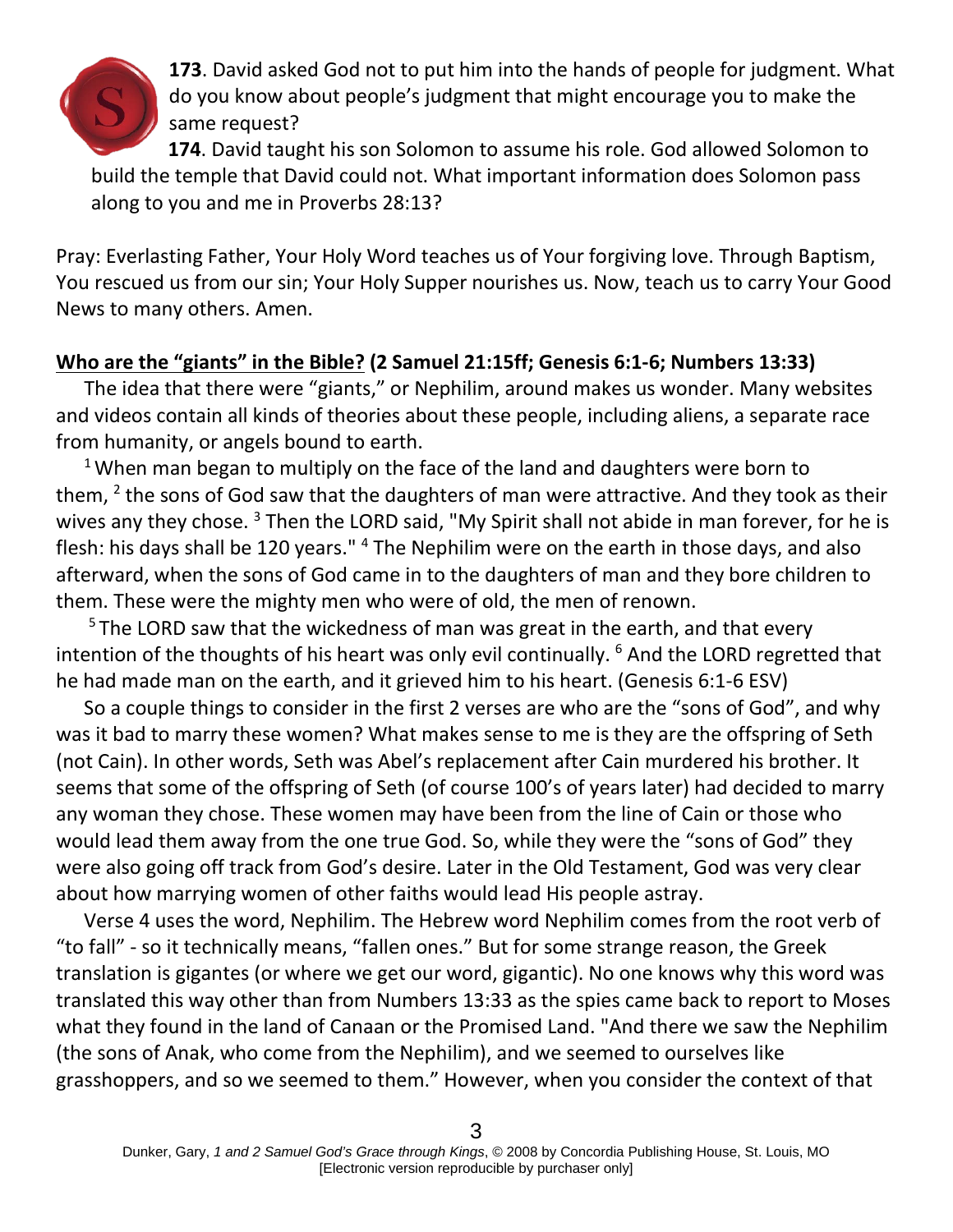**173**. David asked God not to put him into the hands of people for judgment. What do you know about people's judgment that might encourage you to make the same request?

**174**. David taught his son Solomon to assume his role. God allowed Solomon to build the temple that David could not. What important information does Solomon pass along to you and me in Proverbs 28:13?

Pray: Everlasting Father, Your Holy Word teaches us of Your forgiving love. Through Baptism, You rescued us from our sin; Your Holy Supper nourishes us. Now, teach us to carry Your Good News to many others. Amen.

**Who are the "giants" in the Bible? (2 Samuel 21:15ff; Genesis 6:1-6; Numbers 13:33)**

The idea that there were "giants," or Nephilim, around makes us wonder. Many websites and videos contain all kinds of theories about these people, including aliens, a separate race from humanity, or angels bound to earth.

[1] When man began to multiply on the face of the land and daughters were born to them, [2] the sons of God saw that the daughters of man were attractive. And they took as their wives any they chose. [3] Then the LORD said, "My Spirit shall not abide in man forever, for he is flesh: his days shall be 120 years." [4] The Nephilim were on the earth in those days, and also afterward, when the sons of God came in to the daughters of man and they bore children to them. These were the mighty men who were of old, the men of renown.

[5] The LORD saw that the wickedness of man was great in the earth, and that every intention of the thoughts of his heart was only evil continually. [6] And the LORD regretted that he had made man on the earth, and it grieved him to his heart. (Genesis 6:1-6 ESV)

So a couple things to consider in the first 2 verses are who are the "sons of God", and why was it bad to marry these women? What makes sense to me is they are the offspring of Seth (not Cain). In other words, Seth was Abel's replacement after Cain murdered his brother. It seems that some of the offspring of Seth (of course 100's of years later) had decided to marry any woman they chose. These women may have been from the line of Cain or those who would lead them away from the one true God. So, while they were the "sons of God" they were also going off track from God's desire. Later in the Old Testament, God was very clear about how marrying women of other faiths would lead His people astray.

Verse 4 uses the word, Nephilim. The Hebrew word Nephilim comes from the root verb of "to fall" - so it technically means, "fallen ones." But for some strange reason, the Greek translation is gigantes (or where we get our word, gigantic). No one knows why this word was translated this way other than from Numbers 13:33 as the spies came back to report to Moses what they found in the land of Canaan or the Promised Land. "And there we saw the Nephilim (the sons of Anak, who come from the Nephilim), and we seemed to ourselves like grasshoppers, and so we seemed to them." However, when you consider the context of that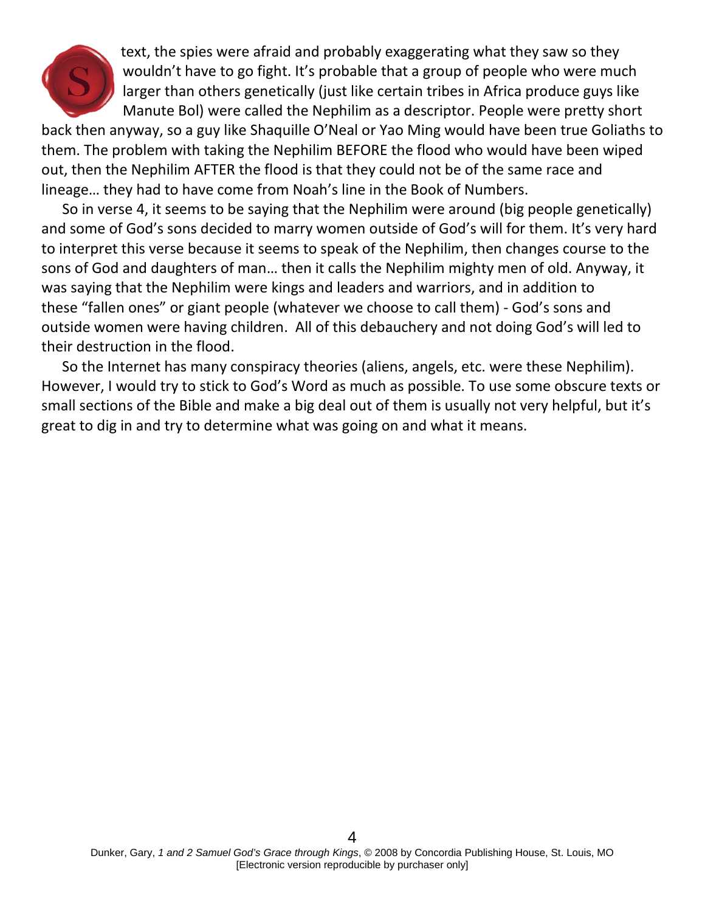text, the spies were afraid and probably exaggerating what they saw so they wouldn't have to go fight. It's probable that a group of people who were much larger than others genetically (just like certain tribes in Africa produce guys like Manute Bol) were called the Nephilim as a descriptor. People were pretty short back then anyway, so a guy like Shaquille O'Neal or Yao Ming would have been true Goliaths to them. The problem with taking the Nephilim BEFORE the flood who would have been wiped out, then the Nephilim AFTER the flood is that they could not be of the same race and lineage… they had to have come from Noah's line in the Book of Numbers.

So in verse 4, it seems to be saying that the Nephilim were around (big people genetically) and some of God's sons decided to marry women outside of God's will for them. It's very hard to interpret this verse because it seems to speak of the Nephilim, then changes course to the sons of God and daughters of man… then it calls the Nephilim mighty men of old. Anyway, it was saying that the Nephilim were kings and leaders and warriors, and in addition to these "fallen ones" or giant people (whatever we choose to call them) - God's sons and outside women were having children. All of this debauchery and not doing God's will led to their destruction in the flood.

So the Internet has many conspiracy theories (aliens, angels, etc. were these Nephilim). However, I would try to stick to God's Word as much as possible. To use some obscure texts or small sections of the Bible and make a big deal out of them is usually not very helpful, but it's great to dig in and try to determine what was going on and what it means.

Dunker, Gary, *1 and 2 Samuel God's Grace through Kings*, © 2008 by Concordia Publishing House, St. Louis, MO [Electronic version reproducible by purchaser only]